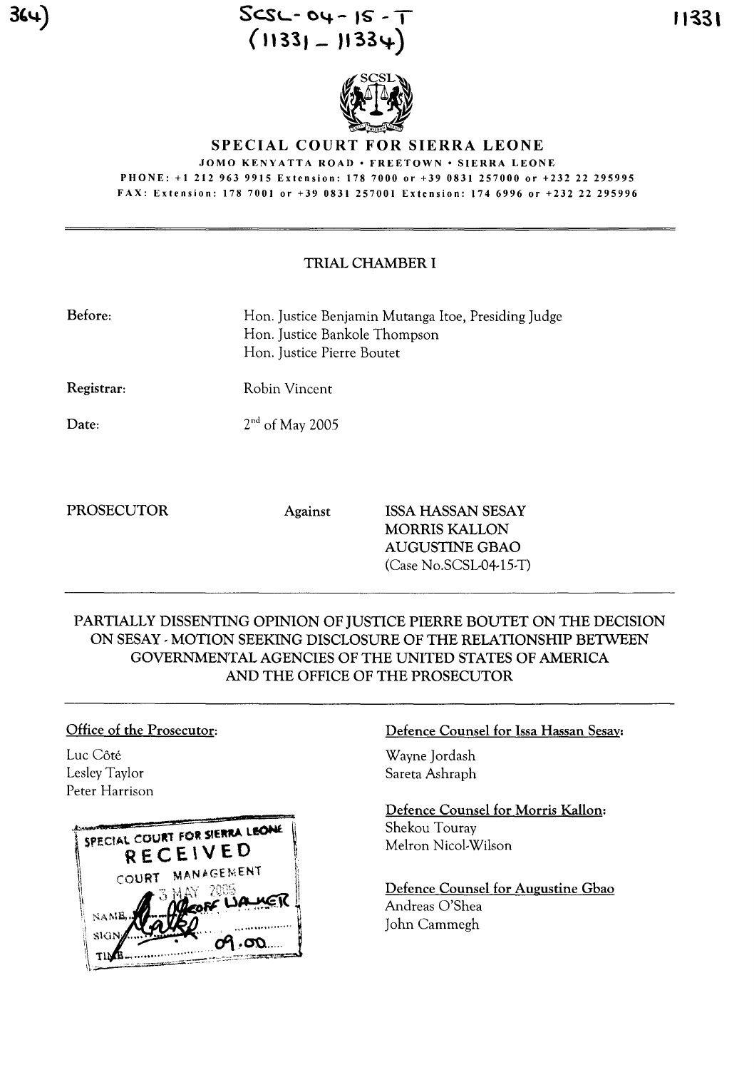SCSL-04-15-T
(11331 – 11334)

**SPECIAL COURT FOR SIERRA LEONE**

JOMO KENYATTA ROAD • FREETOWN • SIERRA LEONE

PHONE: +1 212 963 9915 Extension: 178 7000 or +39 0831 257000 or +232 22 295995

FAX: Extension: 178 7001 or +39 0831 257001 Extension: 174 6996 or +232 22 295996

---

## TRIAL CHAMBER I

**Before:** Hon. Justice Benjamin Mutanga Itoe, Presiding Judge
Hon. Justice Bankole Thompson
Hon. Justice Pierre Boutet

**Registrar:** Robin Vincent

**Date:** 2nd of May 2005

PROSECUTOR Against ISSA HASSAN SESAY
MORRIS KALLON
AUGUSTINE GBAO
(Case No.SCSL-04-15-T)

---

## PARTIALLY DISSENTING OPINION OF JUSTICE PIERRE BOUTET ON THE DECISION ON SESAY - MOTION SEEKING DISCLOSURE OF THE RELATIONSHIP BETWEEN GOVERNMENTAL AGENCIES OF THE UNITED STATES OF AMERICA AND THE OFFICE OF THE PROSECUTOR

---

**Office of the Prosecutor:**

Luc Côté
Lesley Taylor
Peter Harrison

**Defence Counsel for Issa Hassan Sesay:**

Wayne Jordash
Sareta Ashraph

**Defence Counsel for Morris Kallon:**

Shekou Touray
Melron Nicol-Wilson

**Defence Counsel for Augustine Gbao**

Andreas O'Shea
John Cammegh

SPECIAL COURT FOR SIERRA LEONE
RECEIVED
COURT MANAGEMENT
3 MAY 2005
NAME: GEOFF WALKER
SIGN:
TIME: 09.00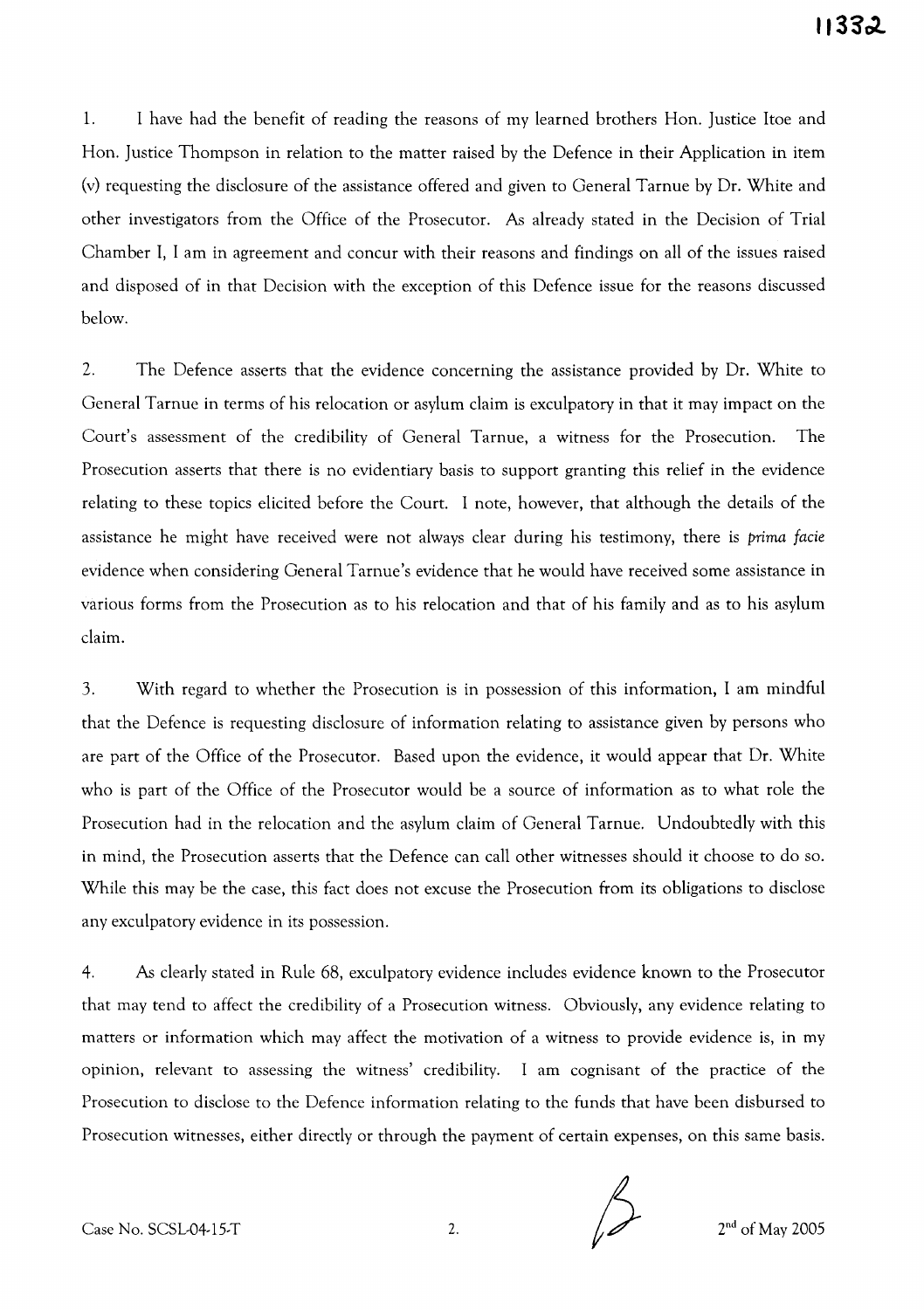1. I have had the benefit of reading the reasons of my learned brothers Hon. Justice Itoe and Hon. Justice Thompson in relation to the matter raised by the Defence in their Application in item (v) requesting the disclosure of the assistance offered and given to General Tarnue by Dr. White and other investigators from the Office of the Prosecutor. As already stated in the Decision of Trial Chamber I, I am in agreement and concur with their reasons and findings on all of the issues raised and disposed of in that Decision with the exception of this Defence issue for the reasons discussed below.

2. The Defence asserts that the evidence concerning the assistance provided by Dr. White to General Tarnue in terms of his relocation or asylum claim is exculpatory in that it may impact on the Court's assessment of the credibility of General Tarnue, a witness for the Prosecution. The Prosecution asserts that there is no evidentiary basis to support granting this relief in the evidence relating to these topics elicited before the Court. I note, however, that although the details of the assistance he might have received were not always clear during his testimony, there is *prima facie* evidence when considering General Tarnue's evidence that he would have received some assistance in various forms from the Prosecution as to his relocation and that of his family and as to his asylum claim.

3. With regard to whether the Prosecution is in possession of this information, I am mindful that the Defence is requesting disclosure of information relating to assistance given by persons who are part of the Office of the Prosecutor. Based upon the evidence, it would appear that Dr. White who is part of the Office of the Prosecutor would be a source of information as to what role the Prosecution had in the relocation and the asylum claim of General Tarnue. Undoubtedly with this in mind, the Prosecution asserts that the Defence can call other witnesses should it choose to do so. While this may be the case, this fact does not excuse the Prosecution from its obligations to disclose any exculpatory evidence in its possession.

4. As clearly stated in Rule 68, exculpatory evidence includes evidence known to the Prosecutor that may tend to affect the credibility of a Prosecution witness. Obviously, any evidence relating to matters or information which may affect the motivation of a witness to provide evidence is, in my opinion, relevant to assessing the witness' credibility. I am cognisant of the practice of the Prosecution to disclose to the Defence information relating to the funds that have been disbursed to Prosecution witnesses, either directly or through the payment of certain expenses, on this same basis.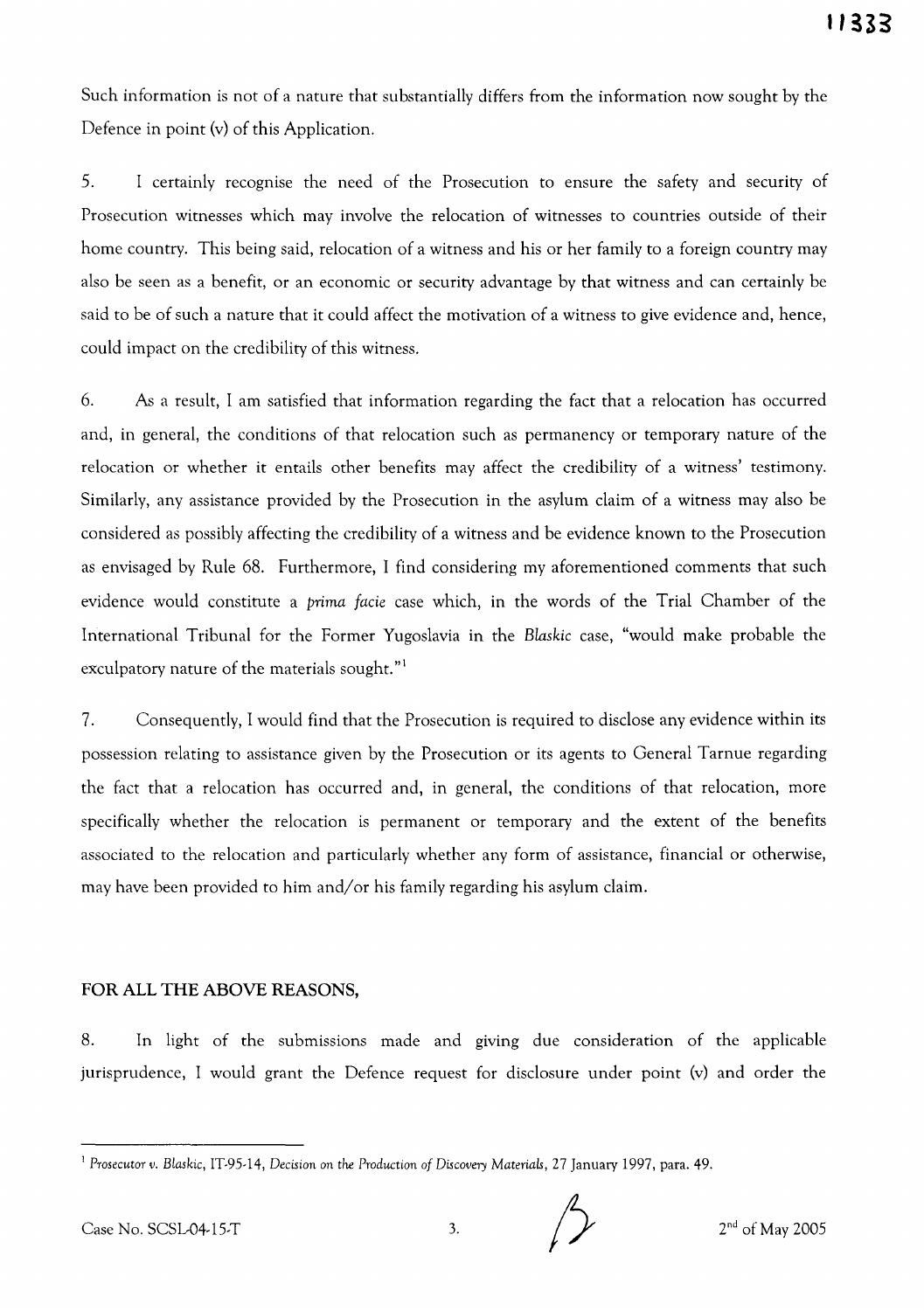Such information is not of a nature that substantially differs from the information now sought by the Defence in point (v) of this Application.

5. I certainly recognise the need of the Prosecution to ensure the safety and security of Prosecution witnesses which may involve the relocation of witnesses to countries outside of their home country. This being said, relocation of a witness and his or her family to a foreign country may also be seen as a benefit, or an economic or security advantage by that witness and can certainly be said to be of such a nature that it could affect the motivation of a witness to give evidence and, hence, could impact on the credibility of this witness.

6. As a result, I am satisfied that information regarding the fact that a relocation has occurred and, in general, the conditions of that relocation such as permanency or temporary nature of the relocation or whether it entails other benefits may affect the credibility of a witness' testimony. Similarly, any assistance provided by the Prosecution in the asylum claim of a witness may also be considered as possibly affecting the credibility of a witness and be evidence known to the Prosecution as envisaged by Rule 68. Furthermore, I find considering my aforementioned comments that such evidence would constitute a *prima facie* case which, in the words of the Trial Chamber of the International Tribunal for the Former Yugoslavia in the *Blaskic* case, "would make probable the exculpatory nature of the materials sought."[1]

7. Consequently, I would find that the Prosecution is required to disclose any evidence within its possession relating to assistance given by the Prosecution or its agents to General Tarnue regarding the fact that a relocation has occurred and, in general, the conditions of that relocation, more specifically whether the relocation is permanent or temporary and the extent of the benefits associated to the relocation and particularly whether any form of assistance, financial or otherwise, may have been provided to him and/or his family regarding his asylum claim.

**FOR ALL THE ABOVE REASONS,**

8. In light of the submissions made and giving due consideration of the applicable jurisprudence, I would grant the Defence request for disclosure under point (v) and order the

---

[1] *Prosecutor v. Blaskic*, IT-95-14, *Decision on the Production of Discovery Materials*, 27 January 1997, para. 49.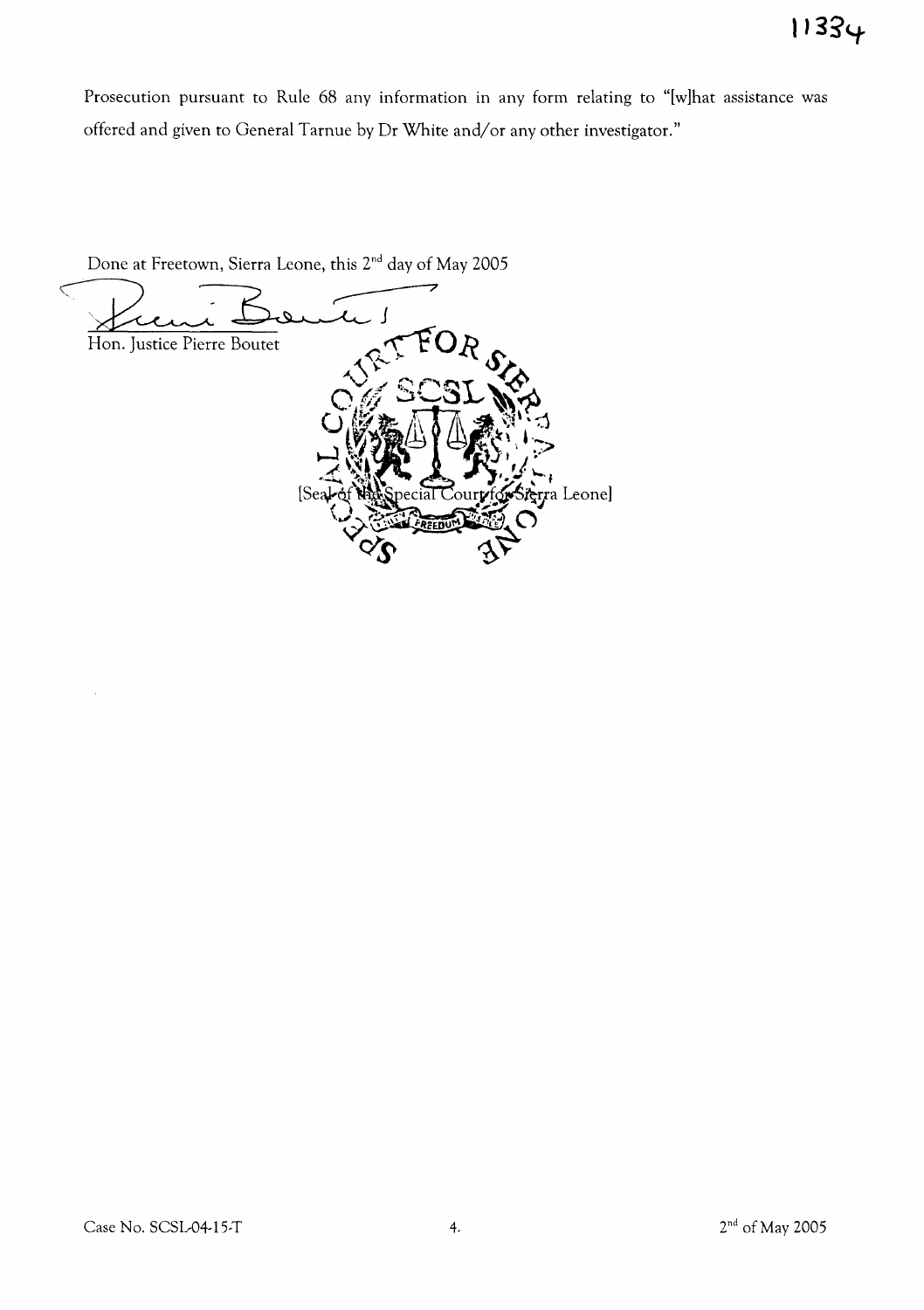Prosecution pursuant to Rule 68 any information in any form relating to "[w]hat assistance was offered and given to General Tarnue by Dr White and/or any other investigator."

Done at Freetown, Sierra Leone, this 2nd day of May 2005

Hon. Justice Pierre Boutet

[Seal of the Special Court for Sierra Leone]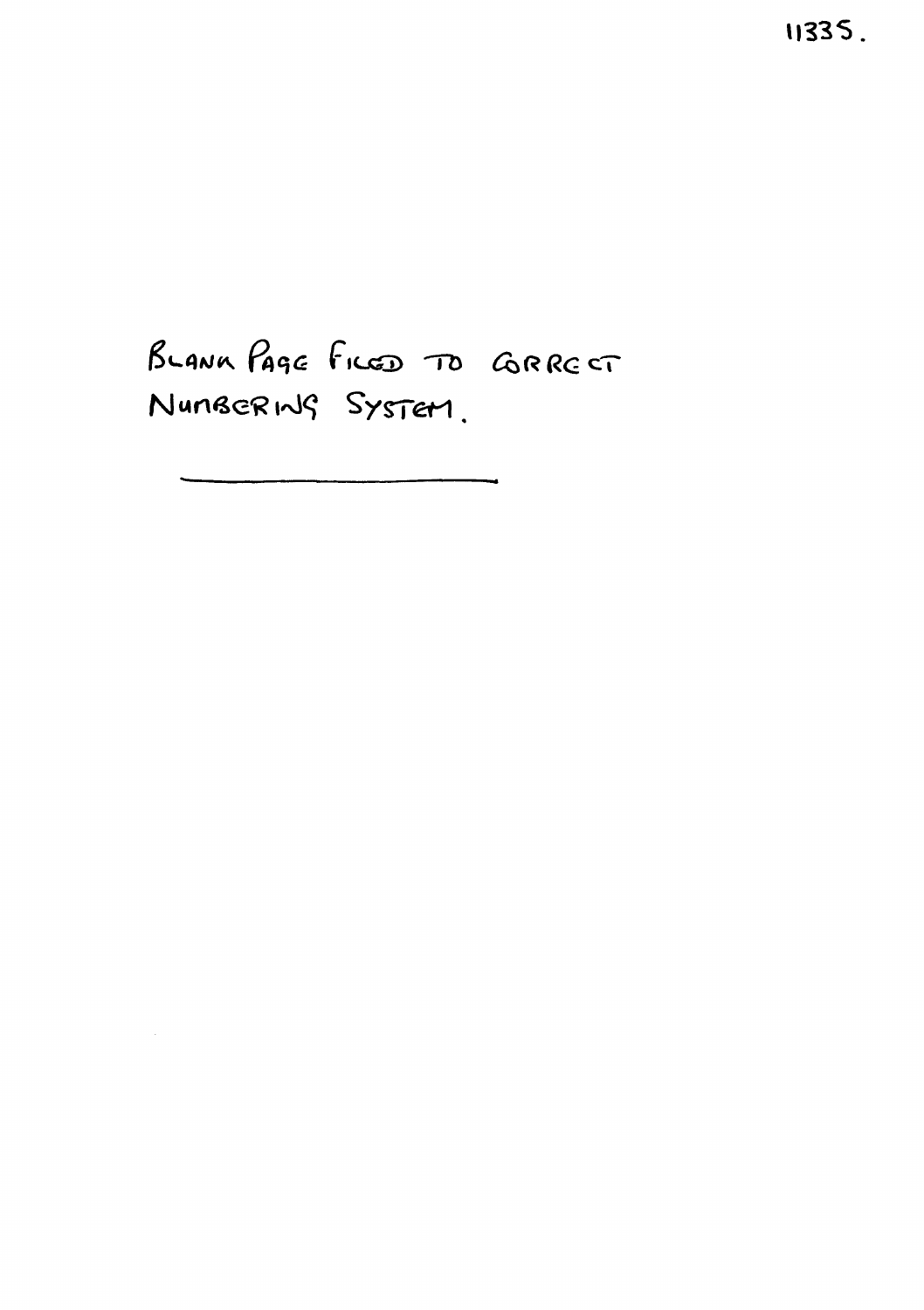11335.

BLANK PAGE FILED TO CORRECT NUMBERING SYSTEM.

---